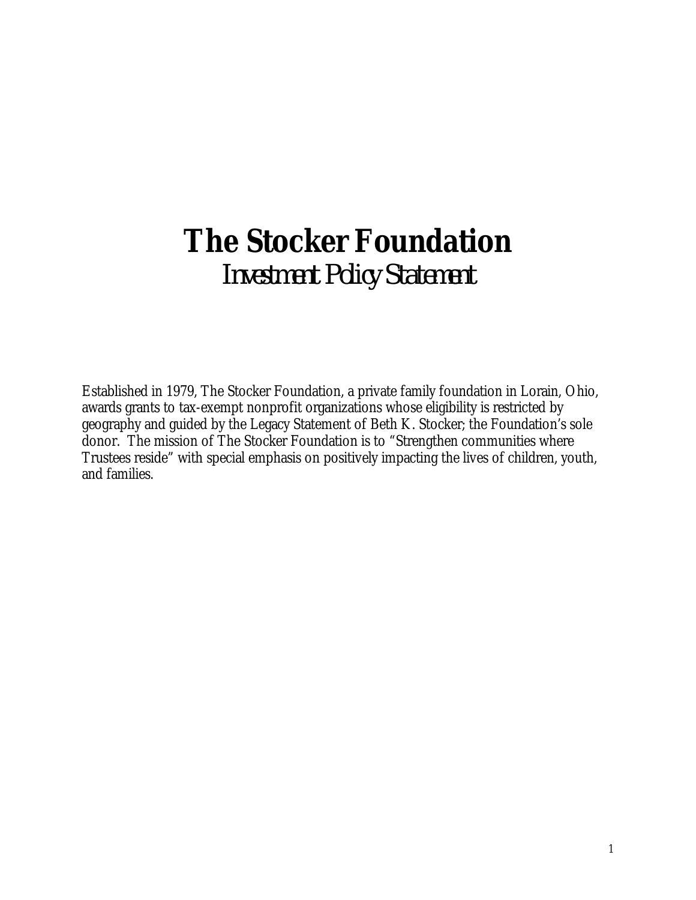# The Stocker Foundation

*Investment Policy Statement*

Established in 1979, The Stocker Foundation, a private family foundation in Lorain, Ohio, awards grants to tax-exempt nonprofit organizations whose eligibility is restricted by geography and guided by the Legacy Statement of Beth K. Stocker; the Foundation's sole donor. The mission of The Stocker Foundation is to "Strengthen communities where Trustees reside" with special emphasis on positively impacting the lives of children, youth, and families.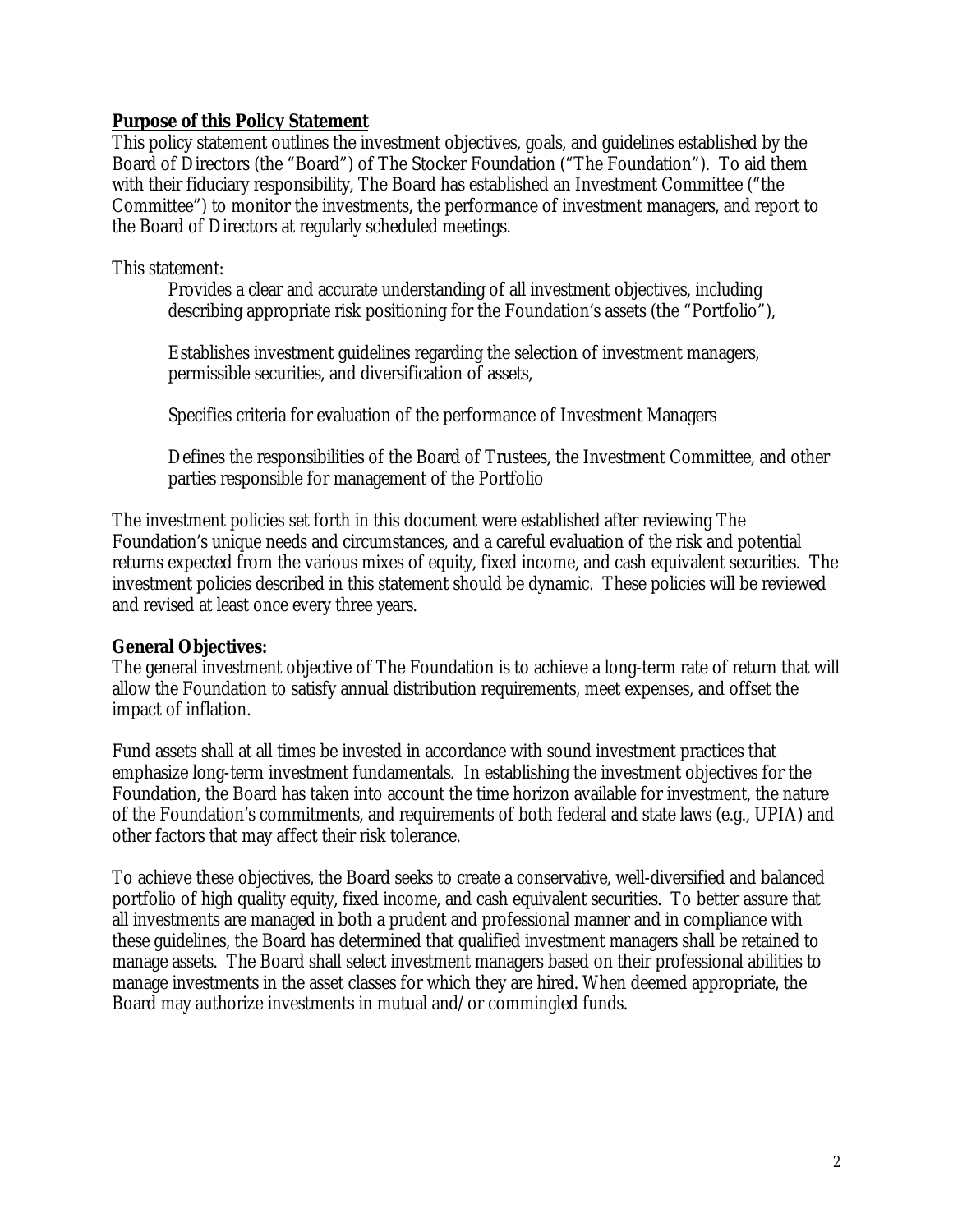**Purpose of this Policy Statement**

This policy statement outlines the investment objectives, goals, and guidelines established by the Board of Directors (the "Board") of The Stocker Foundation ("The Foundation"). To aid them with their fiduciary responsibility, The Board has established an Investment Committee ("the Committee") to monitor the investments, the performance of investment managers, and report to the Board of Directors at regularly scheduled meetings.

This statement:

> Provides a clear and accurate understanding of all investment objectives, including describing appropriate risk positioning for the Foundation's assets (the "Portfolio"),
>
> Establishes investment guidelines regarding the selection of investment managers, permissible securities, and diversification of assets,
>
> Specifies criteria for evaluation of the performance of Investment Managers
>
> Defines the responsibilities of the Board of Trustees, the Investment Committee, and other parties responsible for management of the Portfolio

The investment policies set forth in this document were established after reviewing The Foundation's unique needs and circumstances, and a careful evaluation of the risk and potential returns expected from the various mixes of equity, fixed income, and cash equivalent securities. The investment policies described in this statement should be dynamic. These policies will be reviewed and revised at least once every three years.

**General Objectives:**

The general investment objective of The Foundation is to achieve a long-term rate of return that will allow the Foundation to satisfy annual distribution requirements, meet expenses, and offset the impact of inflation.

Fund assets shall at all times be invested in accordance with sound investment practices that emphasize long-term investment fundamentals. In establishing the investment objectives for the Foundation, the Board has taken into account the time horizon available for investment, the nature of the Foundation's commitments, and requirements of both federal and state laws (e.g., UPIA) and other factors that may affect their risk tolerance.

To achieve these objectives, the Board seeks to create a conservative, well-diversified and balanced portfolio of high quality equity, fixed income, and cash equivalent securities. To better assure that all investments are managed in both a prudent and professional manner and in compliance with these guidelines, the Board has determined that qualified investment managers shall be retained to manage assets. The Board shall select investment managers based on their professional abilities to manage investments in the asset classes for which they are hired. When deemed appropriate, the Board may authorize investments in mutual and/or commingled funds.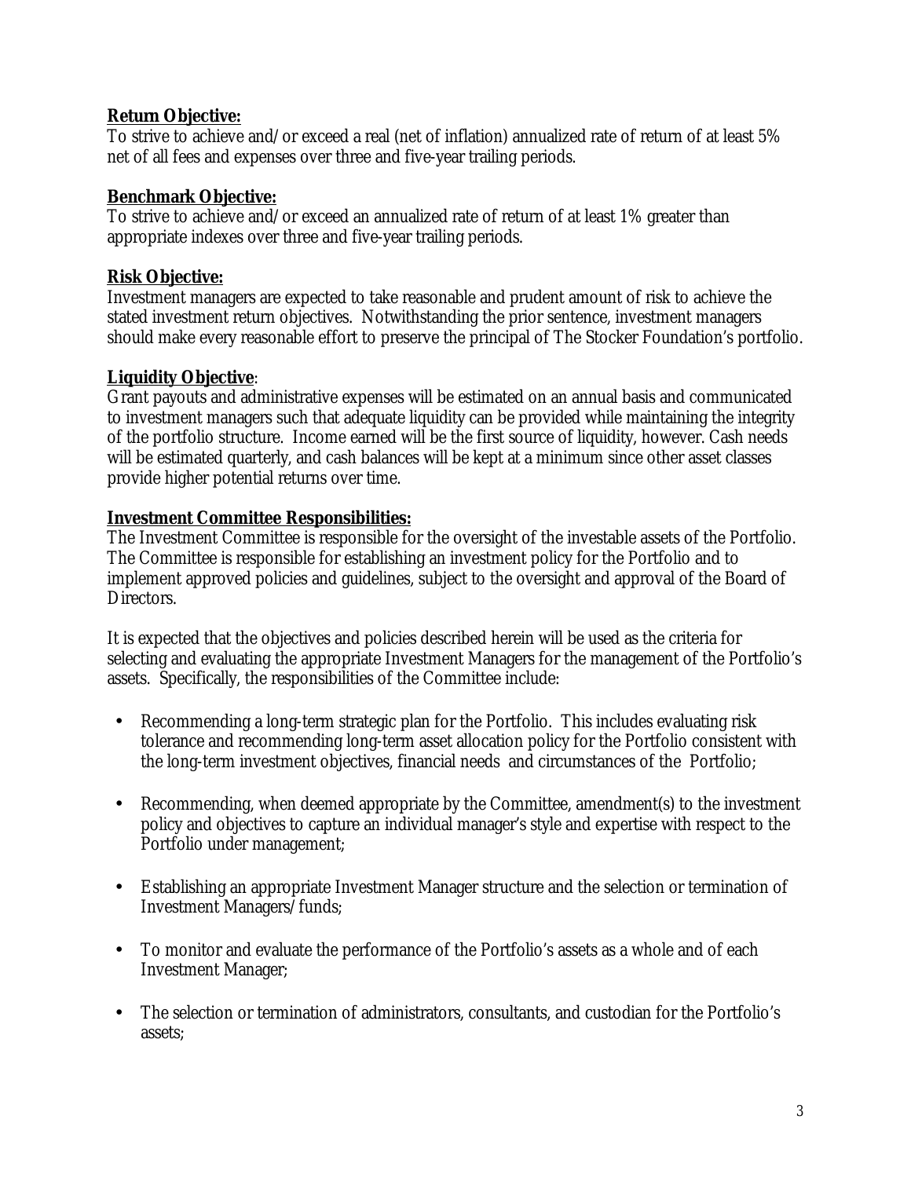**Return Objective:**
To strive to achieve and/or exceed a real (net of inflation) annualized rate of return of at least 5% net of all fees and expenses over three and five-year trailing periods.

**Benchmark Objective:**
To strive to achieve and/or exceed an annualized rate of return of at least 1% greater than appropriate indexes over three and five-year trailing periods.

**Risk Objective:**
Investment managers are expected to take reasonable and prudent amount of risk to achieve the stated investment return objectives. Notwithstanding the prior sentence, investment managers should make every reasonable effort to preserve the principal of The Stocker Foundation's portfolio.

**Liquidity Objective**:
Grant payouts and administrative expenses will be estimated on an annual basis and communicated to investment managers such that adequate liquidity can be provided while maintaining the integrity of the portfolio structure. Income earned will be the first source of liquidity, however. Cash needs will be estimated quarterly, and cash balances will be kept at a minimum since other asset classes provide higher potential returns over time.

**Investment Committee Responsibilities:**
The Investment Committee is responsible for the oversight of the investable assets of the Portfolio. The Committee is responsible for establishing an investment policy for the Portfolio and to implement approved policies and guidelines, subject to the oversight and approval of the Board of Directors.

It is expected that the objectives and policies described herein will be used as the criteria for selecting and evaluating the appropriate Investment Managers for the management of the Portfolio's assets. Specifically, the responsibilities of the Committee include:

- Recommending a long-term strategic plan for the Portfolio. This includes evaluating risk tolerance and recommending long-term asset allocation policy for the Portfolio consistent with the long-term investment objectives, financial needs and circumstances of the Portfolio;
- Recommending, when deemed appropriate by the Committee, amendment(s) to the investment policy and objectives to capture an individual manager's style and expertise with respect to the Portfolio under management;
- Establishing an appropriate Investment Manager structure and the selection or termination of Investment Managers/funds;
- To monitor and evaluate the performance of the Portfolio's assets as a whole and of each Investment Manager;
- The selection or termination of administrators, consultants, and custodian for the Portfolio's assets;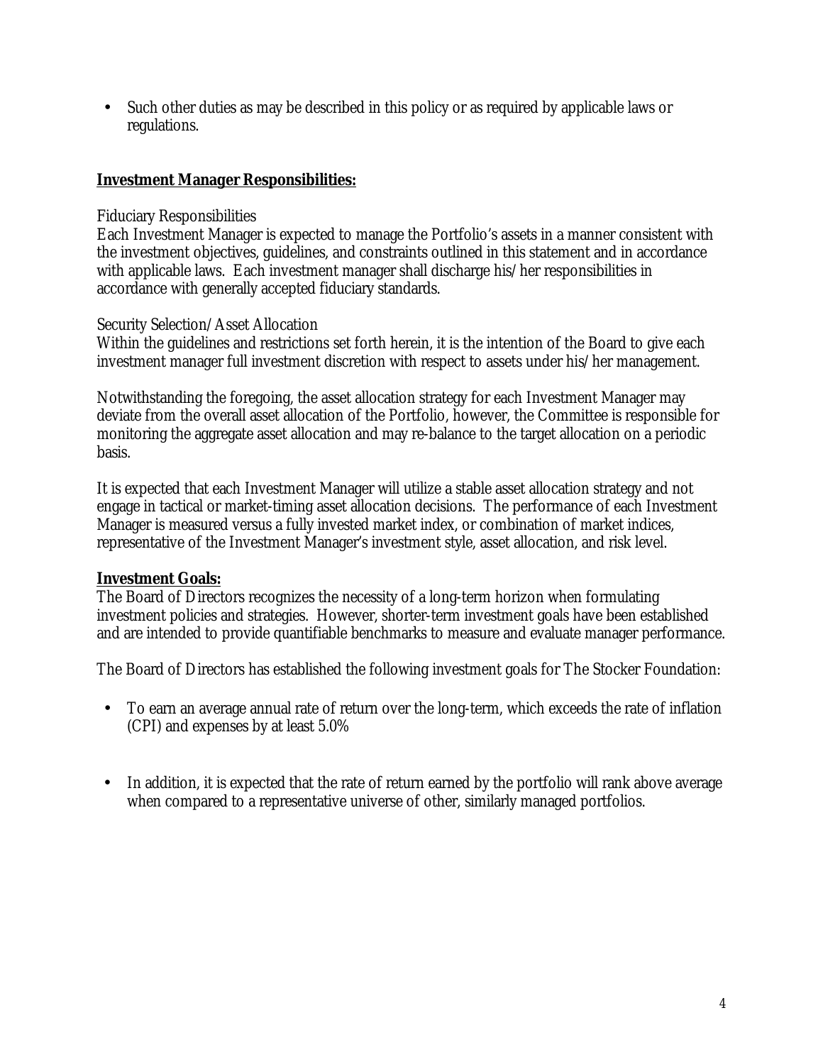- Such other duties as may be described in this policy or as required by applicable laws or regulations.

**Investment Manager Responsibilities:**

Fiduciary Responsibilities
Each Investment Manager is expected to manage the Portfolio's assets in a manner consistent with the investment objectives, guidelines, and constraints outlined in this statement and in accordance with applicable laws. Each investment manager shall discharge his/her responsibilities in accordance with generally accepted fiduciary standards.

Security Selection/Asset Allocation
Within the guidelines and restrictions set forth herein, it is the intention of the Board to give each investment manager full investment discretion with respect to assets under his/her management.

Notwithstanding the foregoing, the asset allocation strategy for each Investment Manager may deviate from the overall asset allocation of the Portfolio, however, the Committee is responsible for monitoring the aggregate asset allocation and may re-balance to the target allocation on a periodic basis.

It is expected that each Investment Manager will utilize a stable asset allocation strategy and not engage in tactical or market-timing asset allocation decisions. The performance of each Investment Manager is measured versus a fully invested market index, or combination of market indices, representative of the Investment Manager's investment style, asset allocation, and risk level.

**Investment Goals:**
The Board of Directors recognizes the necessity of a long-term horizon when formulating investment policies and strategies. However, shorter-term investment goals have been established and are intended to provide quantifiable benchmarks to measure and evaluate manager performance.

The Board of Directors has established the following investment goals for The Stocker Foundation:

- To earn an average annual rate of return over the long-term, which exceeds the rate of inflation (CPI) and expenses by at least 5.0%

- In addition, it is expected that the rate of return earned by the portfolio will rank above average when compared to a representative universe of other, similarly managed portfolios.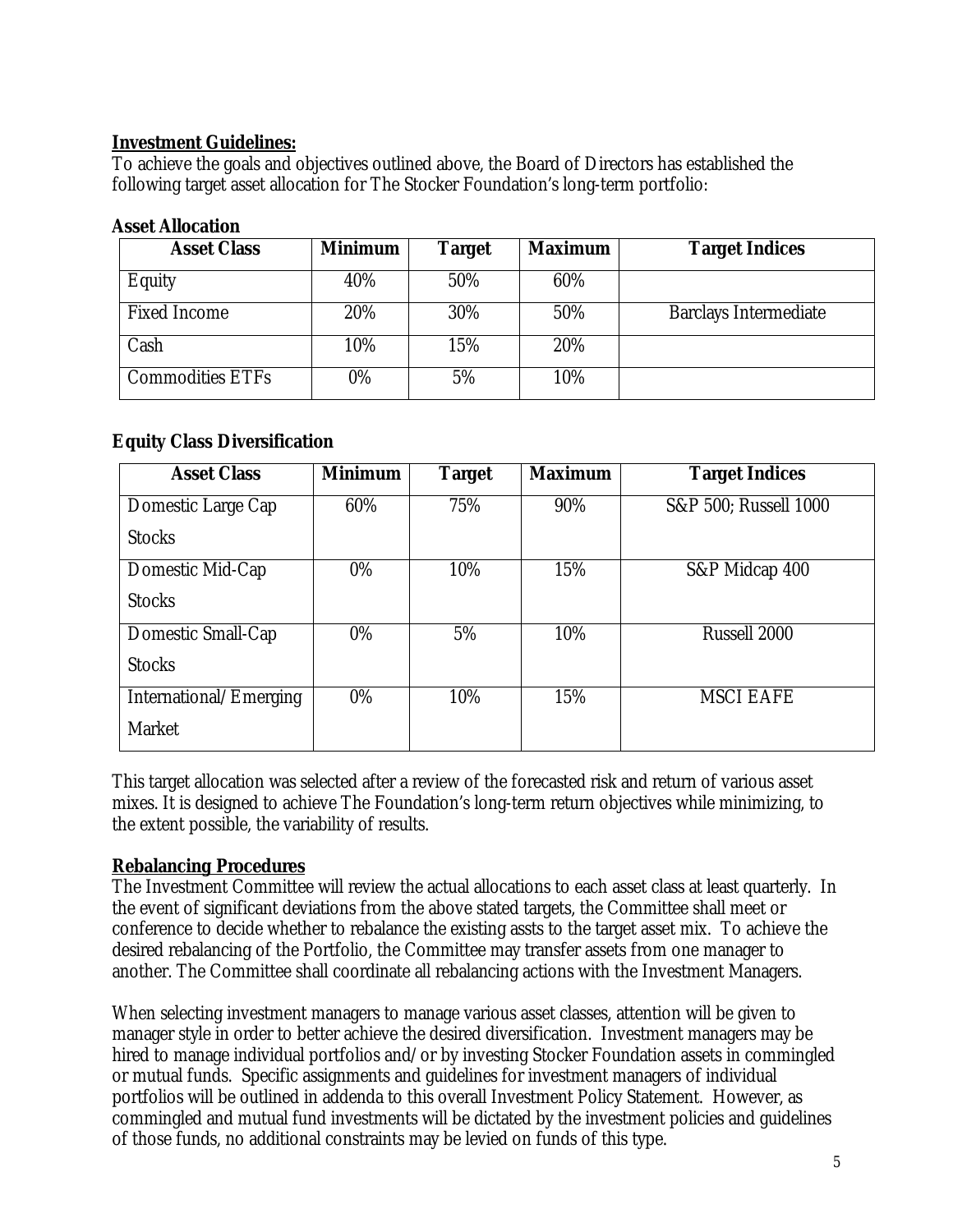**Investment Guidelines:**
To achieve the goals and objectives outlined above, the Board of Directors has established the following target asset allocation for The Stocker Foundation's long-term portfolio:

**Asset Allocation**

| Asset Class | Minimum | Target | Maximum | Target Indices |
|---|---|---|---|---|
| Equity | 40% | 50% | 60% | |
| Fixed Income | 20% | 30% | 50% | Barclays Intermediate |
| Cash | 10% | 15% | 20% | |
| Commodities ETFs | 0% | 5% | 10% | |

**Equity Class Diversification**

| Asset Class | Minimum | Target | Maximum | Target Indices |
|---|---|---|---|---|
| Domestic Large Cap Stocks | 60% | 75% | 90% | S&P 500; Russell 1000 |
| Domestic Mid-Cap Stocks | 0% | 10% | 15% | S&P Midcap 400 |
| Domestic Small-Cap Stocks | 0% | 5% | 10% | Russell 2000 |
| International/Emerging Market | 0% | 10% | 15% | MSCI EAFE |

This target allocation was selected after a review of the forecasted risk and return of various asset mixes. It is designed to achieve The Foundation's long-term return objectives while minimizing, to the extent possible, the variability of results.

**Rebalancing Procedures**
The Investment Committee will review the actual allocations to each asset class at least quarterly. In the event of significant deviations from the above stated targets, the Committee shall meet or conference to decide whether to rebalance the existing assts to the target asset mix. To achieve the desired rebalancing of the Portfolio, the Committee may transfer assets from one manager to another. The Committee shall coordinate all rebalancing actions with the Investment Managers.

When selecting investment managers to manage various asset classes, attention will be given to manager style in order to better achieve the desired diversification. Investment managers may be hired to manage individual portfolios and/or by investing Stocker Foundation assets in commingled or mutual funds. Specific assignments and guidelines for investment managers of individual portfolios will be outlined in addenda to this overall Investment Policy Statement. However, as commingled and mutual fund investments will be dictated by the investment policies and guidelines of those funds, no additional constraints may be levied on funds of this type.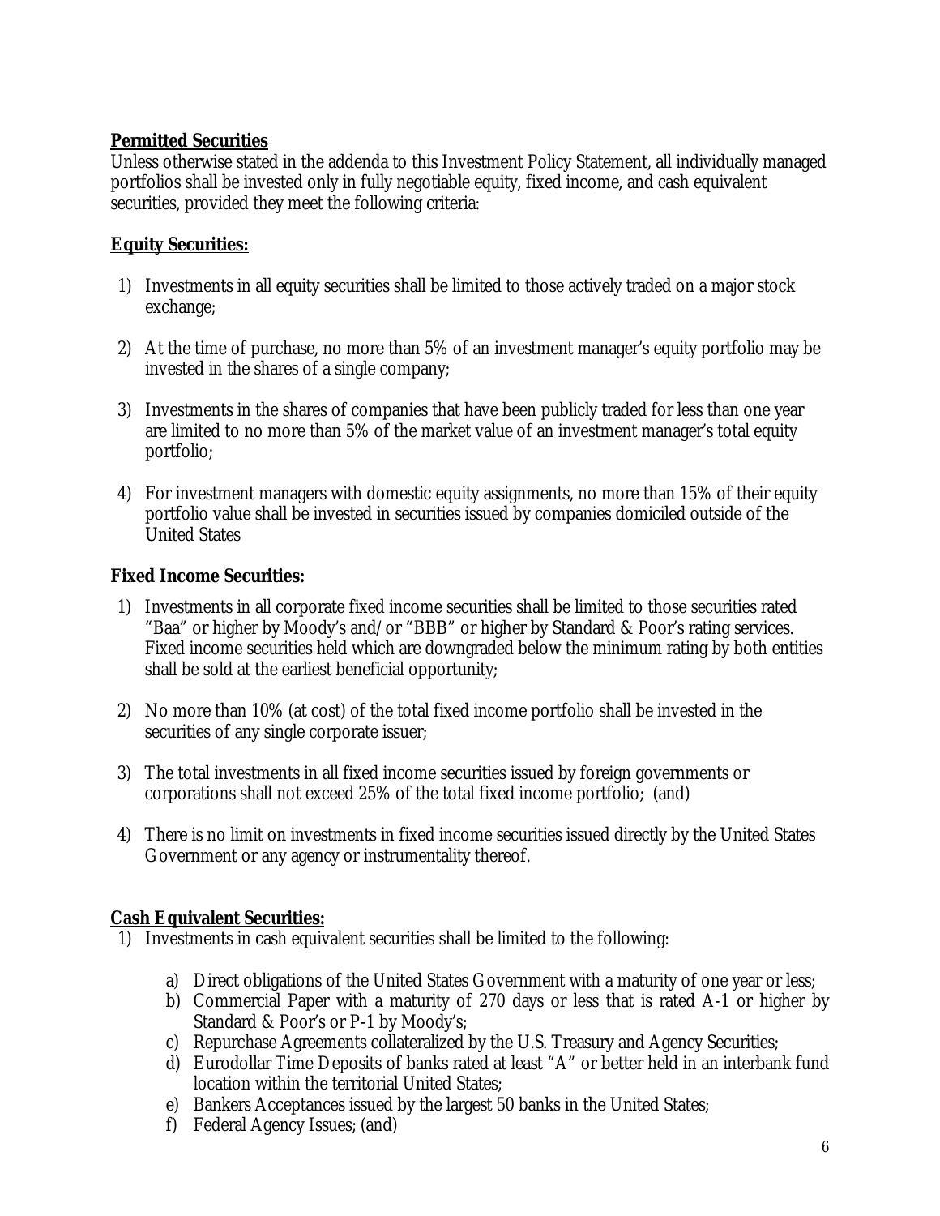**Permitted Securities**

Unless otherwise stated in the addenda to this Investment Policy Statement, all individually managed portfolios shall be invested only in fully negotiable equity, fixed income, and cash equivalent securities, provided they meet the following criteria:

**Equity Securities:**

1) Investments in all equity securities shall be limited to those actively traded on a major stock exchange;

2) At the time of purchase, no more than 5% of an investment manager's equity portfolio may be invested in the shares of a single company;

3) Investments in the shares of companies that have been publicly traded for less than one year are limited to no more than 5% of the market value of an investment manager's total equity portfolio;

4) For investment managers with domestic equity assignments, no more than 15% of their equity portfolio value shall be invested in securities issued by companies domiciled outside of the United States

**Fixed Income Securities:**

1) Investments in all corporate fixed income securities shall be limited to those securities rated "Baa" or higher by Moody's and/or "BBB" or higher by Standard & Poor's rating services. Fixed income securities held which are downgraded below the minimum rating by both entities shall be sold at the earliest beneficial opportunity;

2) No more than 10% (at cost) of the total fixed income portfolio shall be invested in the securities of any single corporate issuer;

3) The total investments in all fixed income securities issued by foreign governments or corporations shall not exceed 25% of the total fixed income portfolio; (and)

4) There is no limit on investments in fixed income securities issued directly by the United States Government or any agency or instrumentality thereof.

**Cash Equivalent Securities:**

1) Investments in cash equivalent securities shall be limited to the following:

   a) Direct obligations of the United States Government with a maturity of one year or less;
   b) Commercial Paper with a maturity of 270 days or less that is rated A-1 or higher by Standard & Poor's or P-1 by Moody's;
   c) Repurchase Agreements collateralized by the U.S. Treasury and Agency Securities;
   d) Eurodollar Time Deposits of banks rated at least "A" or better held in an interbank fund location within the territorial United States;
   e) Bankers Acceptances issued by the largest 50 banks in the United States;
   f) Federal Agency Issues; (and)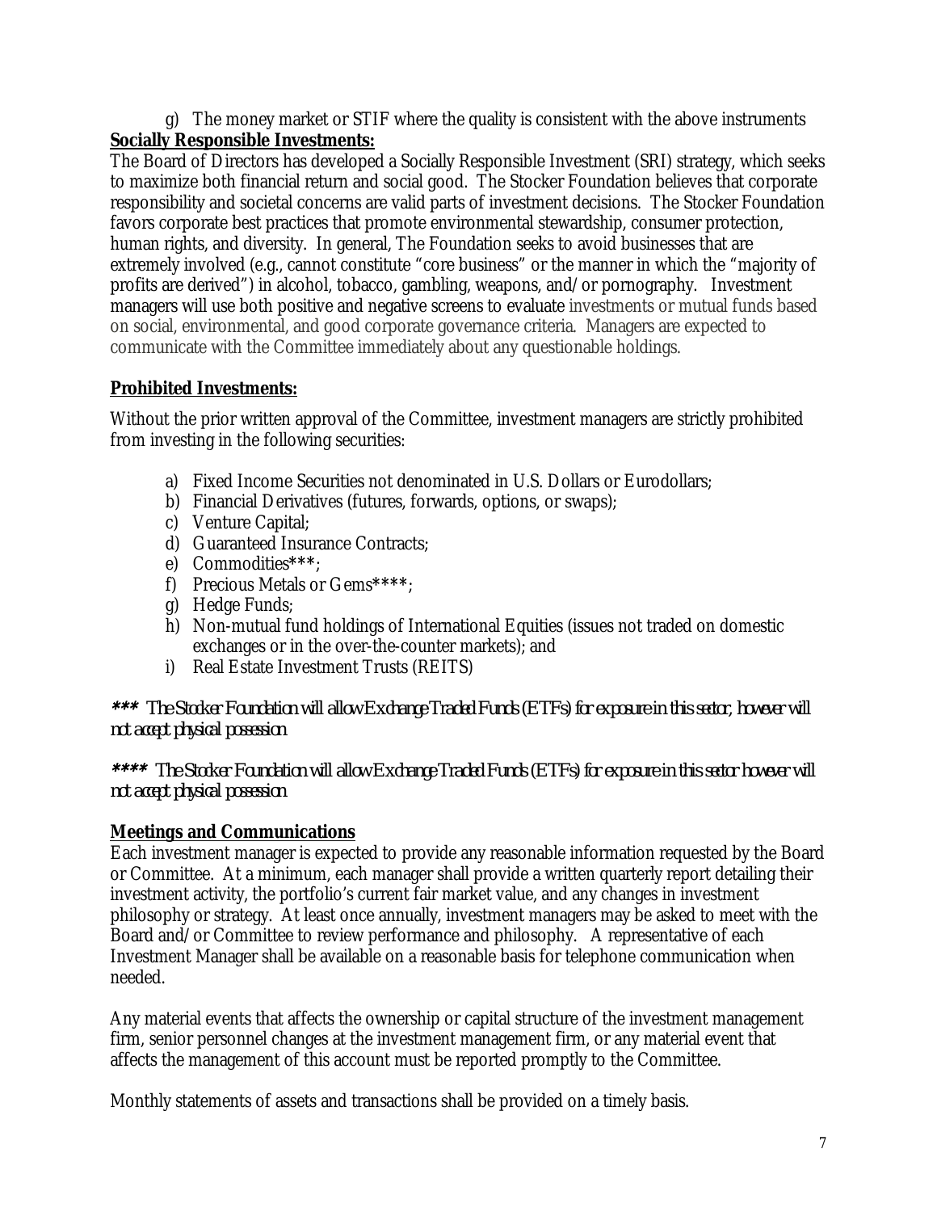g) The money market or STIF where the quality is consistent with the above instruments

**Socially Responsible Investments:**

The Board of Directors has developed a Socially Responsible Investment (SRI) strategy, which seeks to maximize both financial return and social good. The Stocker Foundation believes that corporate responsibility and societal concerns are valid parts of investment decisions. The Stocker Foundation favors corporate best practices that promote environmental stewardship, consumer protection, human rights, and diversity. In general, The Foundation seeks to avoid businesses that are extremely involved (e.g., cannot constitute "core business" or the manner in which the "majority of profits are derived") in alcohol, tobacco, gambling, weapons, and/or pornography. Investment managers will use both positive and negative screens to evaluate investments or mutual funds based on social, environmental, and good corporate governance criteria. Managers are expected to communicate with the Committee immediately about any questionable holdings.

**Prohibited Investments:**

Without the prior written approval of the Committee, investment managers are strictly prohibited from investing in the following securities:

a) Fixed Income Securities not denominated in U.S. Dollars or Eurodollars;
b) Financial Derivatives (futures, forwards, options, or swaps);
c) Venture Capital;
d) Guaranteed Insurance Contracts;
e) Commodities***;
f) Precious Metals or Gems****;
g) Hedge Funds;
h) Non-mutual fund holdings of International Equities (issues not traded on domestic exchanges or in the over-the-counter markets); and
i) Real Estate Investment Trusts (REITS)

*\*\*\* The Stocker Foundation will allow Exchange Traded Funds (ETFs) for exposure in this sector, however will not accept physical possession*

*\*\*\*\* The Stocker Foundation will allow Exchange Traded Funds (ETFs) for exposure in this sector however will not accept physical possession*

**Meetings and Communications**

Each investment manager is expected to provide any reasonable information requested by the Board or Committee. At a minimum, each manager shall provide a written quarterly report detailing their investment activity, the portfolio's current fair market value, and any changes in investment philosophy or strategy. At least once annually, investment managers may be asked to meet with the Board and/or Committee to review performance and philosophy. A representative of each Investment Manager shall be available on a reasonable basis for telephone communication when needed.

Any material events that affects the ownership or capital structure of the investment management firm, senior personnel changes at the investment management firm, or any material event that affects the management of this account must be reported promptly to the Committee.

Monthly statements of assets and transactions shall be provided on a timely basis.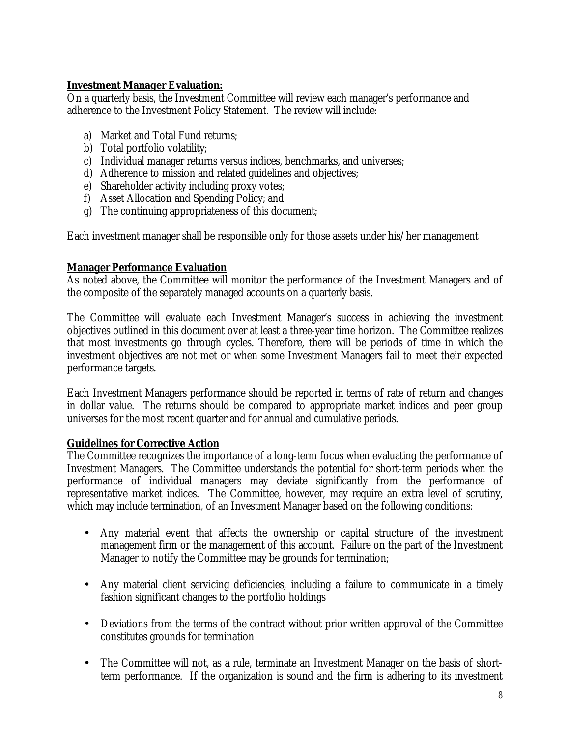**Investment Manager Evaluation:**

On a quarterly basis, the Investment Committee will review each manager's performance and adherence to the Investment Policy Statement. The review will include:

a) Market and Total Fund returns;
b) Total portfolio volatility;
c) Individual manager returns versus indices, benchmarks, and universes;
d) Adherence to mission and related guidelines and objectives;
e) Shareholder activity including proxy votes;
f) Asset Allocation and Spending Policy; and
g) The continuing appropriateness of this document;

Each investment manager shall be responsible only for those assets under his/her management

**Manager Performance Evaluation**

As noted above, the Committee will monitor the performance of the Investment Managers and of the composite of the separately managed accounts on a quarterly basis.

The Committee will evaluate each Investment Manager's success in achieving the investment objectives outlined in this document over at least a three-year time horizon. The Committee realizes that most investments go through cycles. Therefore, there will be periods of time in which the investment objectives are not met or when some Investment Managers fail to meet their expected performance targets.

Each Investment Managers performance should be reported in terms of rate of return and changes in dollar value. The returns should be compared to appropriate market indices and peer group universes for the most recent quarter and for annual and cumulative periods.

**Guidelines for Corrective Action**

The Committee recognizes the importance of a long-term focus when evaluating the performance of Investment Managers. The Committee understands the potential for short-term periods when the performance of individual managers may deviate significantly from the performance of representative market indices. The Committee, however, may require an extra level of scrutiny, which may include termination, of an Investment Manager based on the following conditions:

- Any material event that affects the ownership or capital structure of the investment management firm or the management of this account. Failure on the part of the Investment Manager to notify the Committee may be grounds for termination;
- Any material client servicing deficiencies, including a failure to communicate in a timely fashion significant changes to the portfolio holdings
- Deviations from the terms of the contract without prior written approval of the Committee constitutes grounds for termination
- The Committee will not, as a rule, terminate an Investment Manager on the basis of short-term performance. If the organization is sound and the firm is adhering to its investment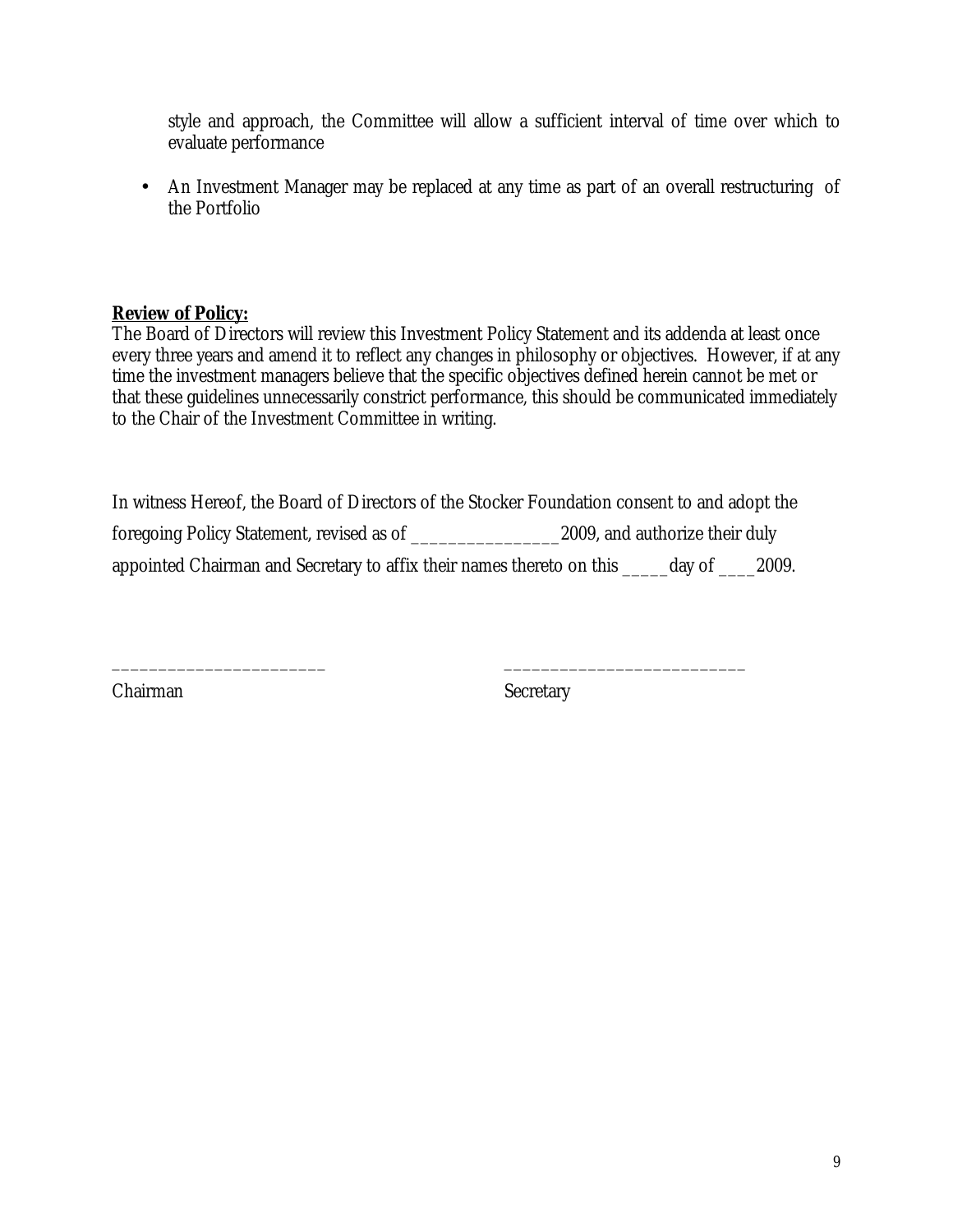style and approach, the Committee will allow a sufficient interval of time over which to evaluate performance

- An Investment Manager may be replaced at any time as part of an overall restructuring of the Portfolio

**Review of Policy:**

The Board of Directors will review this Investment Policy Statement and its addenda at least once every three years and amend it to reflect any changes in philosophy or objectives. However, if at any time the investment managers believe that the specific objectives defined herein cannot be met or that these guidelines unnecessarily constrict performance, this should be communicated immediately to the Chair of the Investment Committee in writing.

In witness Hereof, the Board of Directors of the Stocker Foundation consent to and adopt the foregoing Policy Statement, revised as of ________________ 2009, and authorize their duly appointed Chairman and Secretary to affix their names thereto on this _____ day of ____ 2009.

______________________ &nbsp;&nbsp;&nbsp;&nbsp;&nbsp;&nbsp;&nbsp;&nbsp; ________________________

Chairman &nbsp;&nbsp;&nbsp;&nbsp;&nbsp;&nbsp;&nbsp;&nbsp;&nbsp;&nbsp;&nbsp;&nbsp;&nbsp;&nbsp;&nbsp;&nbsp;&nbsp;&nbsp;&nbsp;&nbsp;&nbsp;&nbsp;&nbsp;&nbsp;&nbsp;&nbsp;&nbsp;&nbsp; Secretary